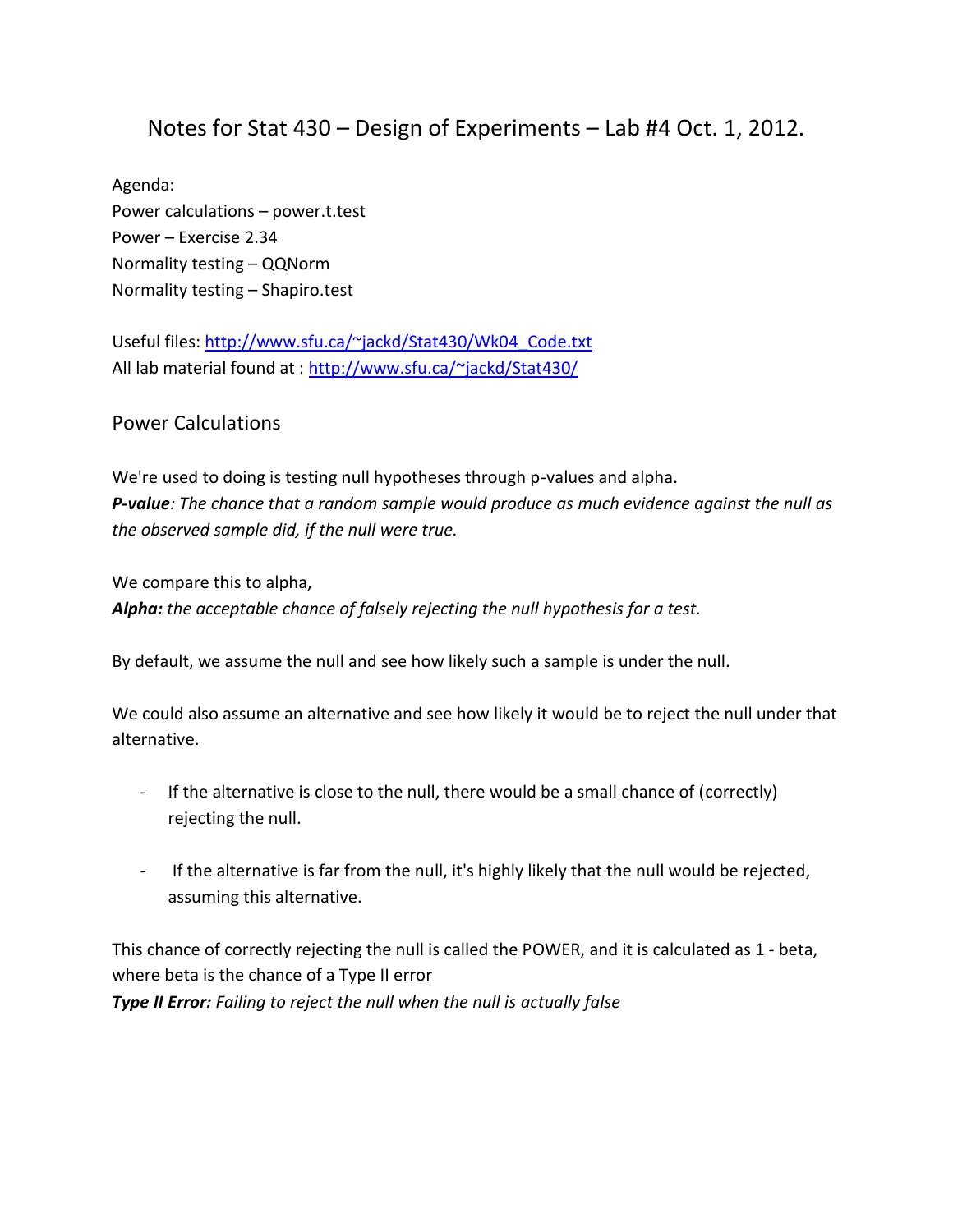# Notes for Stat 430 – Design of Experiments – Lab #4 Oct. 1, 2012.

Agenda:
Power calculations – power.t.test
Power – Exercise 2.34
Normality testing – QQNorm
Normality testing – Shapiro.test

Useful files: http://www.sfu.ca/~jackd/Stat430/Wk04_Code.txt
All lab material found at : http://www.sfu.ca/~jackd/Stat430/

## Power Calculations

We're used to doing is testing null hypotheses through p-values and alpha.
***P-value****: The chance that a random sample would produce as much evidence against the null as the observed sample did, if the null were true.*

We compare this to alpha,
***Alpha:*** *the acceptable chance of falsely rejecting the null hypothesis for a test.*

By default, we assume the null and see how likely such a sample is under the null.

We could also assume an alternative and see how likely it would be to reject the null under that alternative.

- If the alternative is close to the null, there would be a small chance of (correctly) rejecting the null.
- If the alternative is far from the null, it's highly likely that the null would be rejected, assuming this alternative.

This chance of correctly rejecting the null is called the POWER, and it is calculated as 1 - beta, where beta is the chance of a Type II error
***Type II Error:*** *Failing to reject the null when the null is actually false*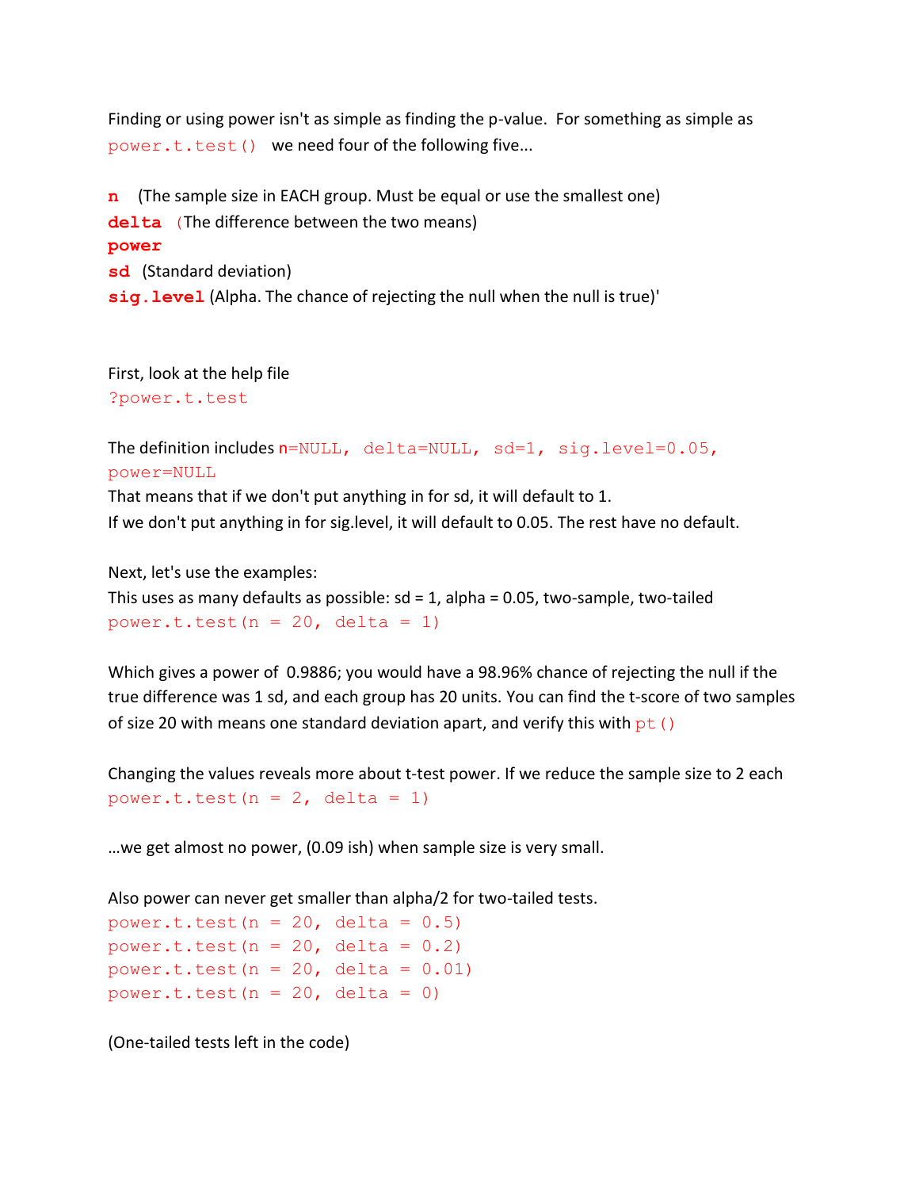Finding or using power isn't as simple as finding the p-value. For something as simple as `power.t.test()` we need four of the following five...

**n** (The sample size in EACH group. Must be equal or use the smallest one)
**delta** (The difference between the two means)
**power**
**sd** (Standard deviation)
**sig.level** (Alpha. The chance of rejecting the null when the null is true)'

First, look at the help file

```
?power.t.test
```

The definition includes `n=NULL, delta=NULL, sd=1, sig.level=0.05, power=NULL`
That means that if we don't put anything in for sd, it will default to 1.
If we don't put anything in for sig.level, it will default to 0.05. The rest have no default.

Next, let's use the examples:
This uses as many defaults as possible: sd = 1, alpha = 0.05, two-sample, two-tailed

```
power.t.test(n = 20, delta = 1)
```

Which gives a power of 0.9886; you would have a 98.96% chance of rejecting the null if the true difference was 1 sd, and each group has 20 units. You can find the t-score of two samples of size 20 with means one standard deviation apart, and verify this with `pt()`

Changing the values reveals more about t-test power. If we reduce the sample size to 2 each

```
power.t.test(n = 2, delta = 1)
```

…we get almost no power, (0.09 ish) when sample size is very small.

Also power can never get smaller than alpha/2 for two-tailed tests.

```
power.t.test(n = 20, delta = 0.5)
power.t.test(n = 20, delta = 0.2)
power.t.test(n = 20, delta = 0.01)
power.t.test(n = 20, delta = 0)
```

(One-tailed tests left in the code)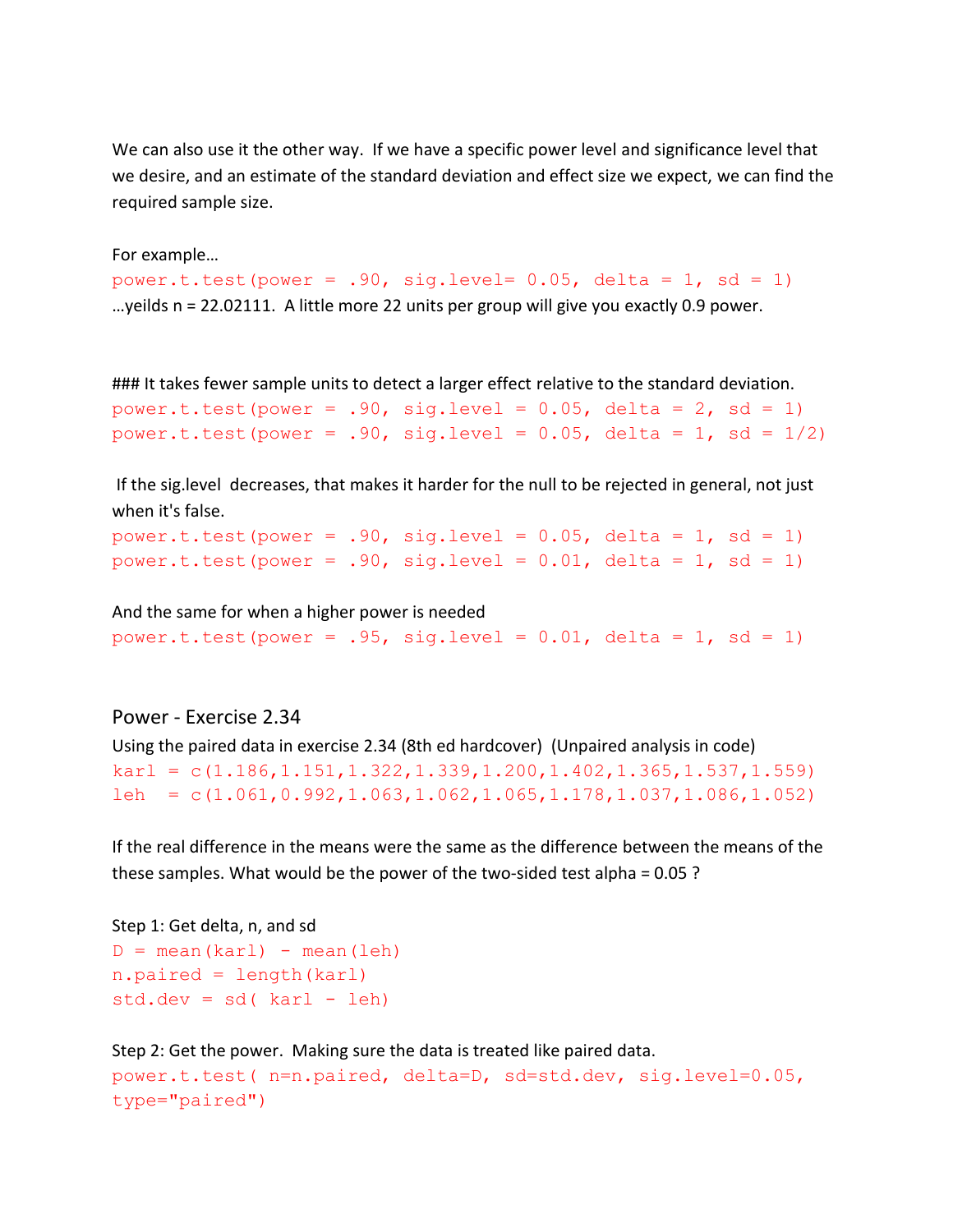We can also use it the other way. If we have a specific power level and significance level that we desire, and an estimate of the standard deviation and effect size we expect, we can find the required sample size.

For example…

```
power.t.test(power = .90, sig.level= 0.05, delta = 1, sd = 1)
```

…yeilds n = 22.02111. A little more 22 units per group will give you exactly 0.9 power.

### It takes fewer sample units to detect a larger effect relative to the standard deviation.

```
power.t.test(power = .90, sig.level = 0.05, delta = 2, sd = 1)
power.t.test(power = .90, sig.level = 0.05, delta = 1, sd = 1/2)
```

If the sig.level decreases, that makes it harder for the null to be rejected in general, not just when it's false.

```
power.t.test(power = .90, sig.level = 0.05, delta = 1, sd = 1)
power.t.test(power = .90, sig.level = 0.01, delta = 1, sd = 1)
```

And the same for when a higher power is needed

```
power.t.test(power = .95, sig.level = 0.01, delta = 1, sd = 1)
```

## Power - Exercise 2.34

Using the paired data in exercise 2.34 (8th ed hardcover) (Unpaired analysis in code)

```
karl = c(1.186,1.151,1.322,1.339,1.200,1.402,1.365,1.537,1.559)
leh  = c(1.061,0.992,1.063,1.062,1.065,1.178,1.037,1.086,1.052)
```

If the real difference in the means were the same as the difference between the means of the these samples. What would be the power of the two-sided test alpha = 0.05 ?

Step 1: Get delta, n, and sd

```
D = mean(karl) - mean(leh)
n.paired = length(karl)
std.dev = sd( karl - leh)
```

Step 2: Get the power. Making sure the data is treated like paired data.

```
power.t.test( n=n.paired, delta=D, sd=std.dev, sig.level=0.05,
type="paired")
```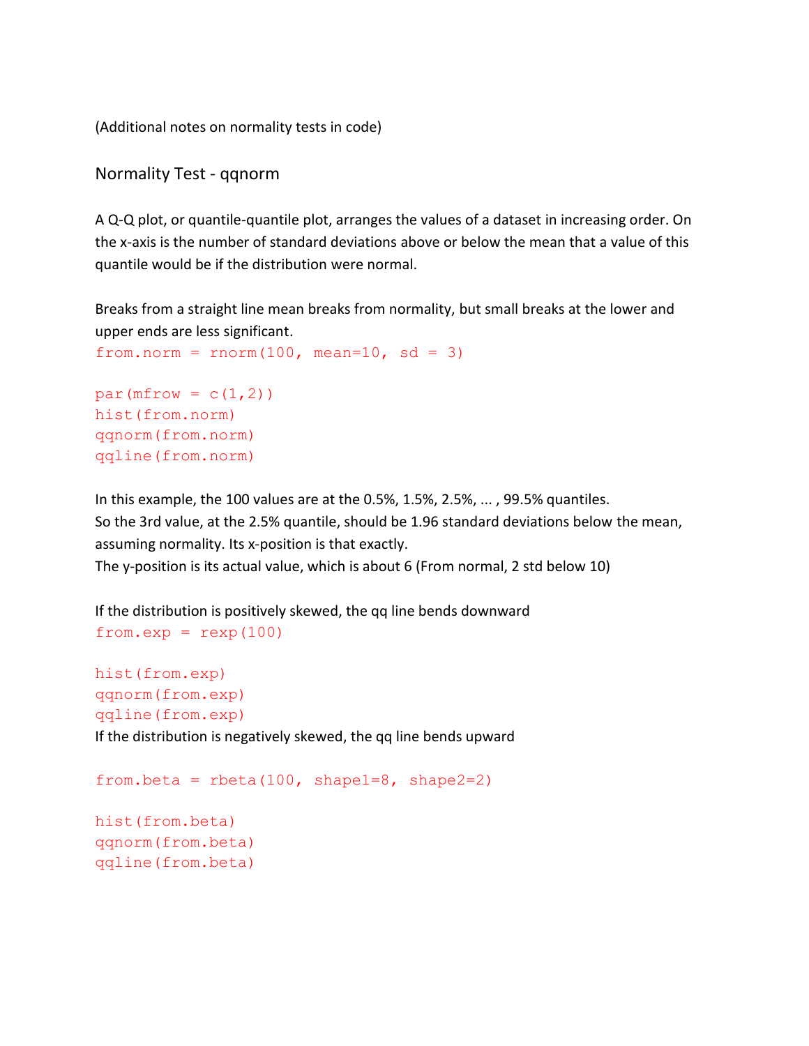(Additional notes on normality tests in code)

## Normality Test - qqnorm

A Q-Q plot, or quantile-quantile plot, arranges the values of a dataset in increasing order. On the x-axis is the number of standard deviations above or below the mean that a value of this quantile would be if the distribution were normal.

Breaks from a straight line mean breaks from normality, but small breaks at the lower and upper ends are less significant.

```
from.norm = rnorm(100, mean=10, sd = 3)

par(mfrow = c(1,2))
hist(from.norm)
qqnorm(from.norm)
qqline(from.norm)
```

In this example, the 100 values are at the 0.5%, 1.5%, 2.5%, ... , 99.5% quantiles.
So the 3rd value, at the 2.5% quantile, should be 1.96 standard deviations below the mean, assuming normality. Its x-position is that exactly.
The y-position is its actual value, which is about 6 (From normal, 2 std below 10)

If the distribution is positively skewed, the qq line bends downward

```
from.exp = rexp(100)

hist(from.exp)
qqnorm(from.exp)
qqline(from.exp)
```

If the distribution is negatively skewed, the qq line bends upward

```
from.beta = rbeta(100, shape1=8, shape2=2)

hist(from.beta)
qqnorm(from.beta)
qqline(from.beta)
```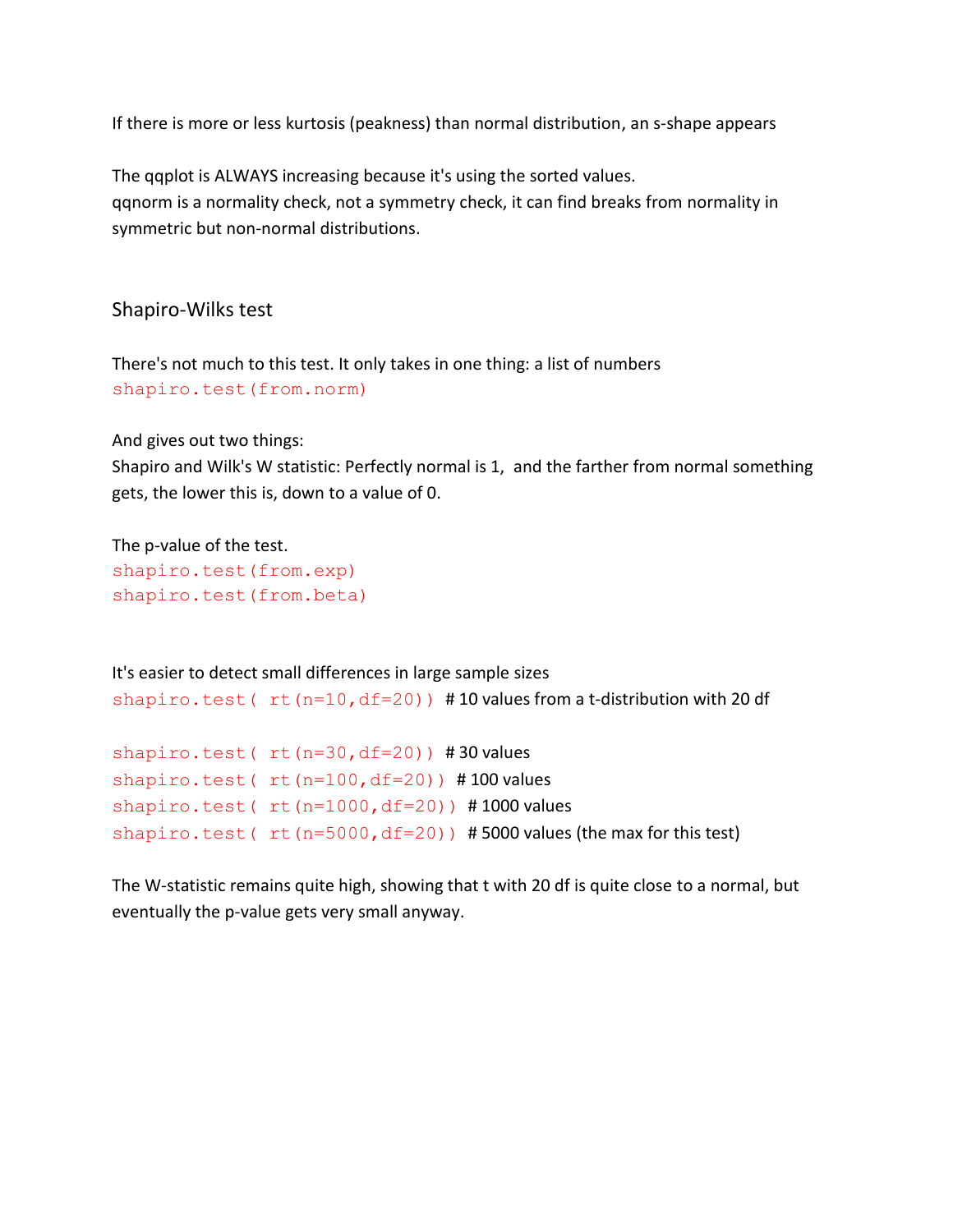If there is more or less kurtosis (peakness) than normal distribution, an s-shape appears

The qqplot is ALWAYS increasing because it's using the sorted values.
qqnorm is a normality check, not a symmetry check, it can find breaks from normality in symmetric but non-normal distributions.

## Shapiro-Wilks test

There's not much to this test. It only takes in one thing: a list of numbers

```
shapiro.test(from.norm)
```

And gives out two things:
Shapiro and Wilk's W statistic: Perfectly normal is 1, and the farther from normal something gets, the lower this is, down to a value of 0.

The p-value of the test.

```
shapiro.test(from.exp)
shapiro.test(from.beta)
```

It's easier to detect small differences in large sample sizes

```
shapiro.test( rt(n=10,df=20)) # 10 values from a t-distribution with 20 df

shapiro.test( rt(n=30,df=20)) # 30 values
shapiro.test( rt(n=100,df=20)) # 100 values
shapiro.test( rt(n=1000,df=20)) # 1000 values
shapiro.test( rt(n=5000,df=20)) # 5000 values (the max for this test)
```

The W-statistic remains quite high, showing that t with 20 df is quite close to a normal, but eventually the p-value gets very small anyway.